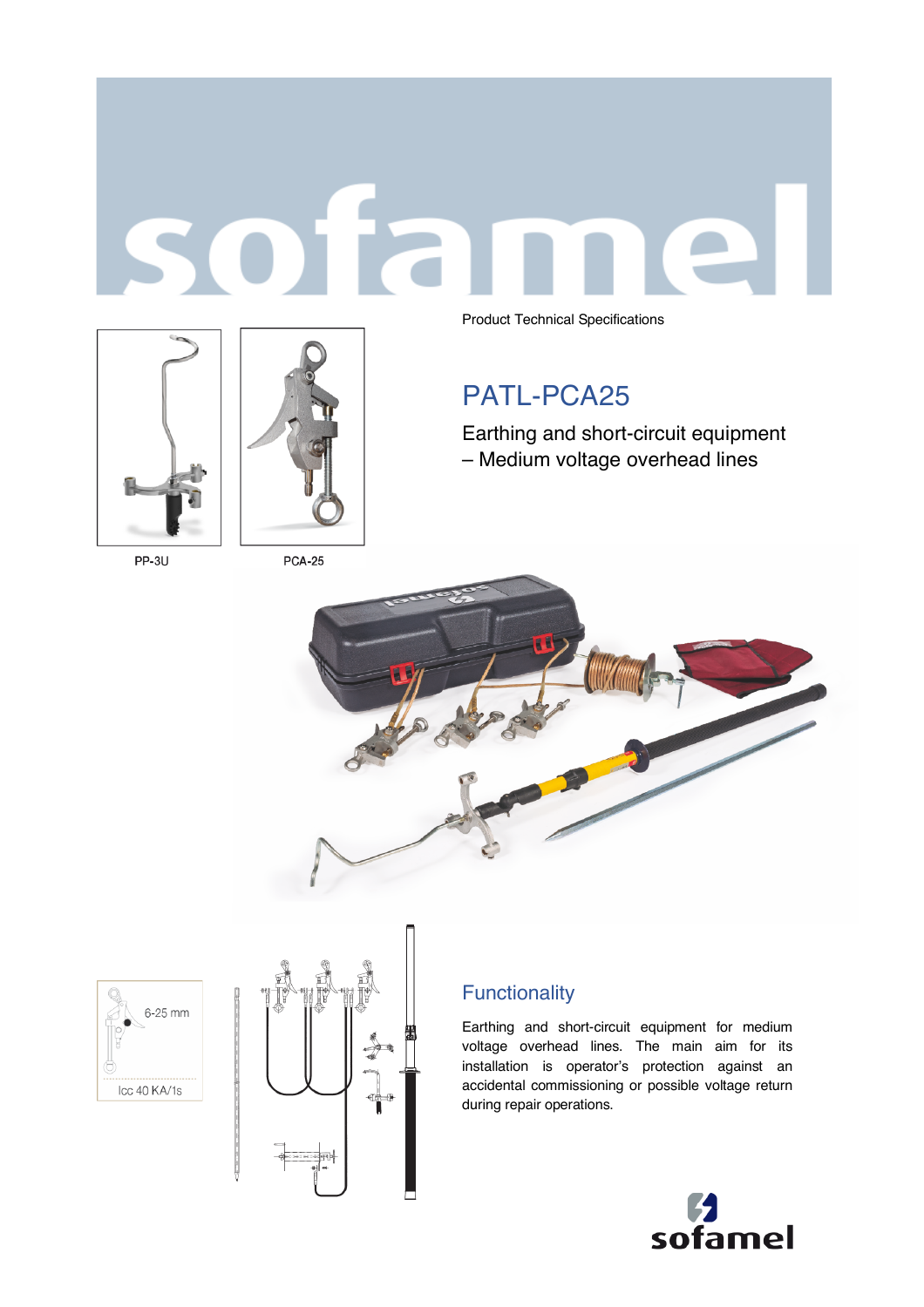Product Technical Specifications

# PATL-PCA25

Earthing and short-circuit equipment
– Medium voltage overhead lines

PP-3U

PCA-25

6-25 mm

Icc 40 KA/1s

## Functionality

Earthing and short-circuit equipment for medium voltage overhead lines. The main aim for its installation is operator's protection against an accidental commissioning or possible voltage return during repair operations.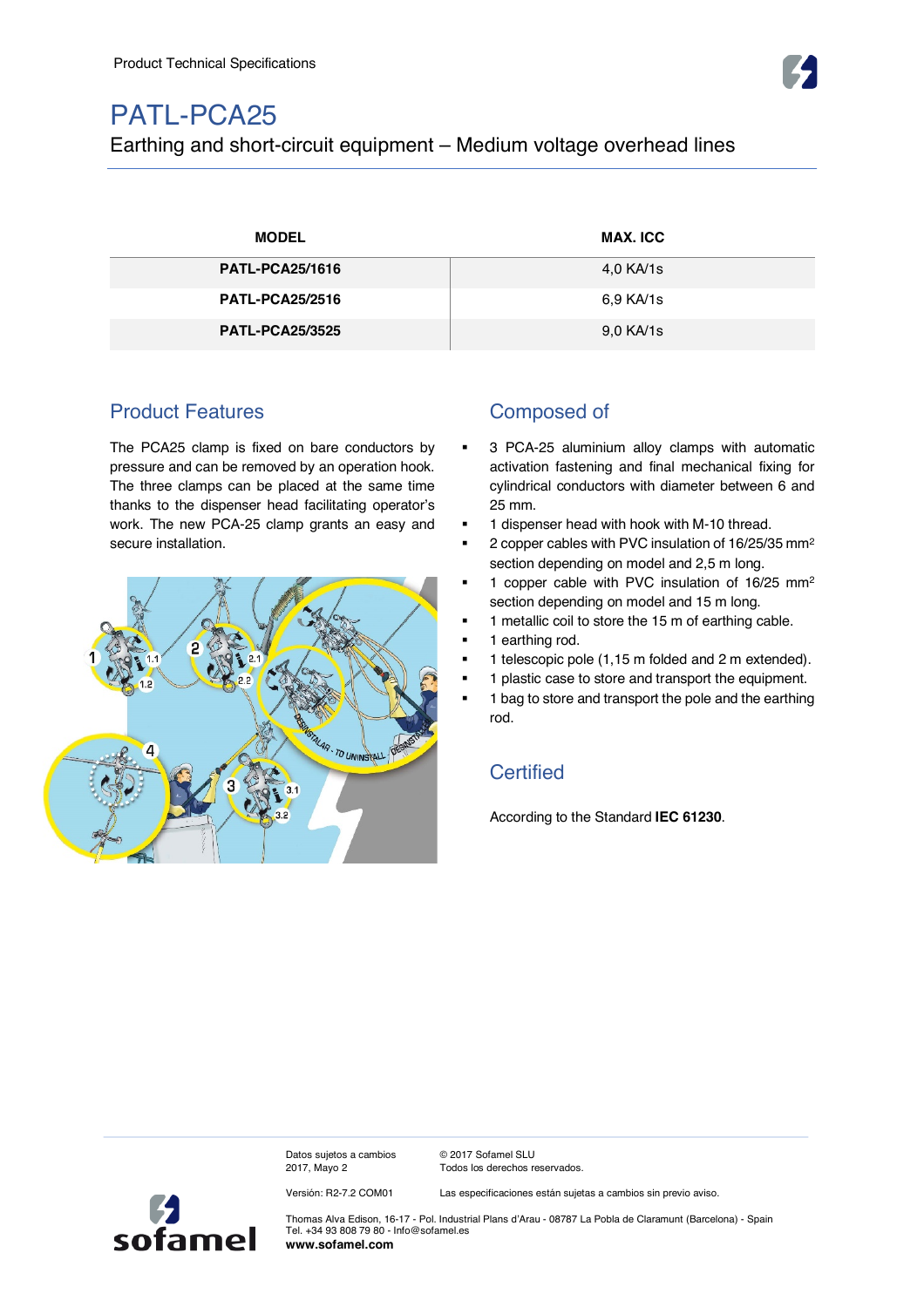# PATL-PCA25

Earthing and short-circuit equipment – Medium voltage overhead lines

| MODEL | MAX. ICC |
|---|---|
| PATL-PCA25/1616 | 4,0 KA/1s |
| PATL-PCA25/2516 | 6,9 KA/1s |
| PATL-PCA25/3525 | 9,0 KA/1s |

## Product Features

The PCA25 clamp is fixed on bare conductors by pressure and can be removed by an operation hook. The three clamps can be placed at the same time thanks to the dispenser head facilitating operator's work. The new PCA-25 clamp grants an easy and secure installation.

## Composed of

- 3 PCA-25 aluminium alloy clamps with automatic activation fastening and final mechanical fixing for cylindrical conductors with diameter between 6 and 25 mm.
- 1 dispenser head with hook with M-10 thread.
- 2 copper cables with PVC insulation of 16/25/35 mm$^2$ section depending on model and 2,5 m long.
- 1 copper cable with PVC insulation of 16/25 mm$^2$ section depending on model and 15 m long.
- 1 metallic coil to store the 15 m of earthing cable.
- 1 earthing rod.
- 1 telescopic pole (1,15 m folded and 2 m extended).
- 1 plastic case to store and transport the equipment.
- 1 bag to store and transport the pole and the earthing rod.

## Certified

According to the Standard **IEC 61230**.

Datos sujetos a cambios
2017, Mayo 2

Versión: R2-7.2 COM01

© 2017 Sofamel SLU
Todos los derechos reservados.

Las especificaciones están sujetas a cambios sin previo aviso.

Thomas Alva Edison, 16-17 - Pol. Industrial Plans d'Arau - 08787 La Pobla de Claramunt (Barcelona) - Spain
Tel. +34 93 808 79 80 - Info@sofamel.es
**www.sofamel.com**